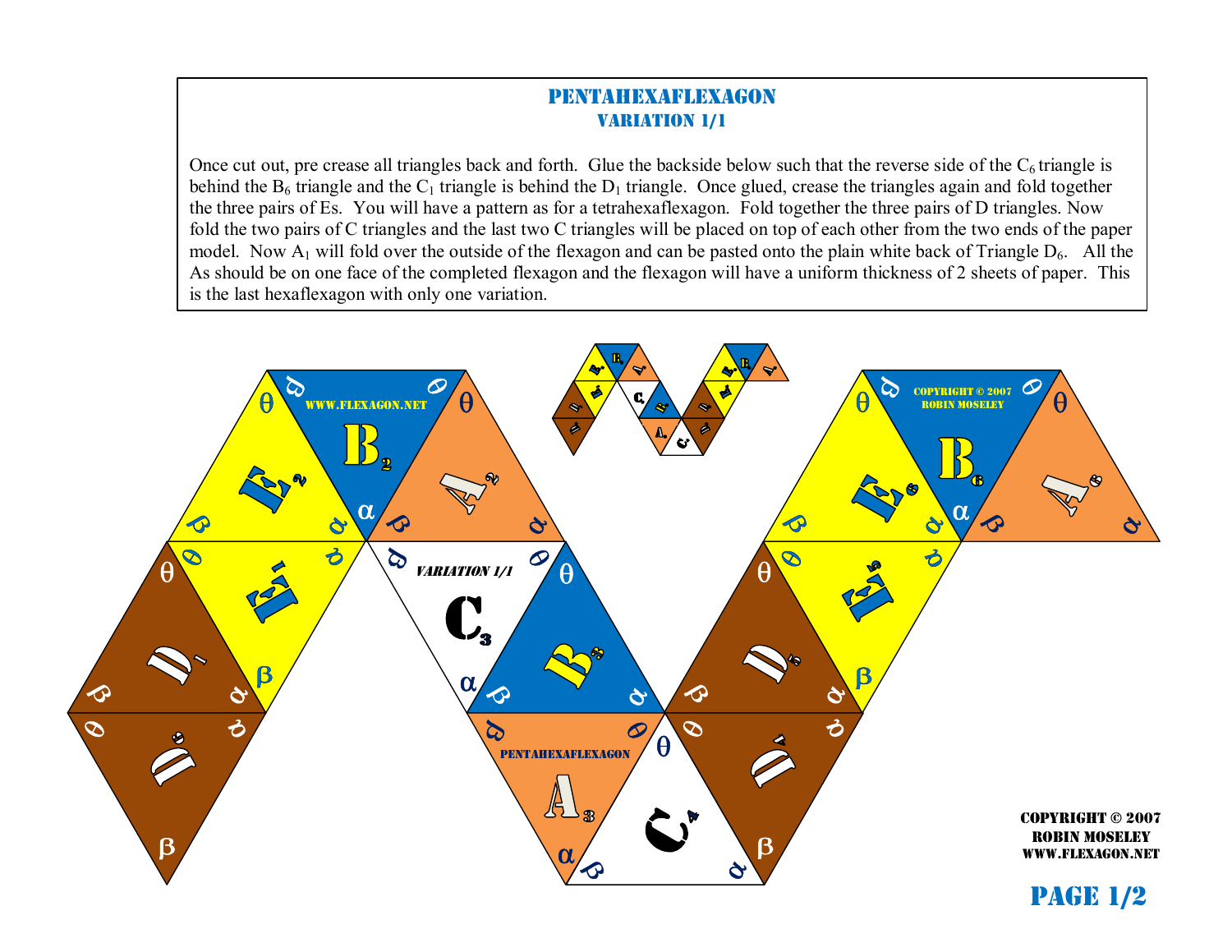# PENTAHEXAFLEXAGON

## VARIATION 1/1

Once cut out, pre crease all triangles back and forth. Glue the backside below such that the reverse side of the $C_6$ triangle is behind the $B_6$ triangle and the $C_1$ triangle is behind the $D_1$ triangle. Once glued, crease the triangles again and fold together the three pairs of Es. You will have a pattern as for a tetrahexaflexagon. Fold together the three pairs of D triangles. Now fold the two pairs of C triangles and the last two C triangles will be placed on top of each other from the two ends of the paper model. Now $A_1$ will fold over the outside of the flexagon and can be pasted onto the plain white back of Triangle $D_6$. All the As should be on one face of the completed flexagon and the flexagon will have a uniform thickness of 2 sheets of paper. This is the last hexaflexagon with only one variation.

WWW.FLEXAGON.NET

VARIATION 1/1

PENTAHEXAFLEXAGON

COPYRIGHT © 2007
ROBIN MOSELEY

COPYRIGHT © 2007
ROBIN MOSELEY
WWW.FLEXAGON.NET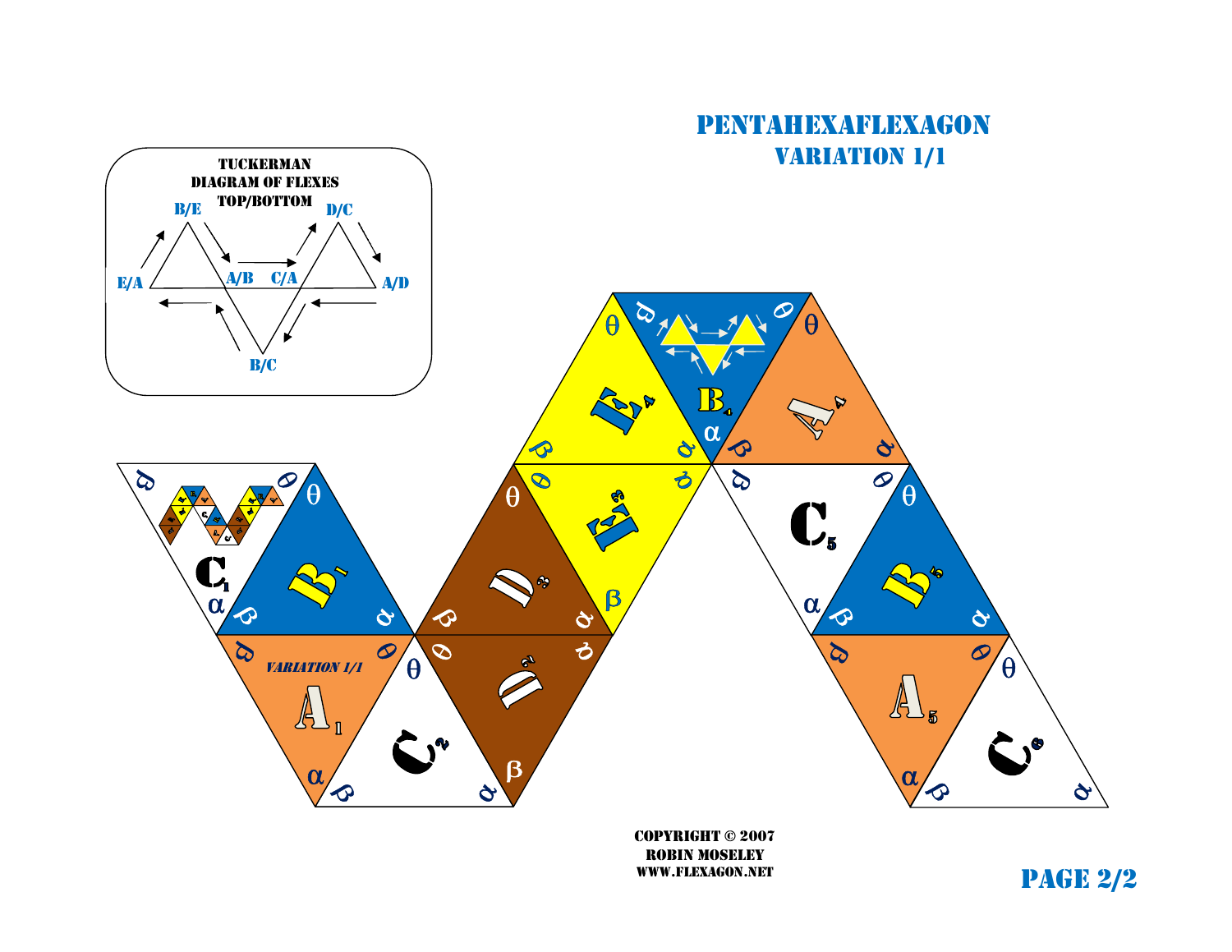# PENTAHEXAFLEXAGON
## VARIATION 1/1

TUCKERMAN
DIAGRAM OF FLEXES
TOP/BOTTOM

B/E
D/C
E/A
A/B
C/A
A/D
B/C

θ β θ α β θ

C1
B1
A1
C2
D2
D3
E3
E4
B4
A4
C5
B5
A5
C6

*VARIATION 1/1*

COPYRIGHT © 2007
ROBIN MOSELEY
WWW.FLEXAGON.NET